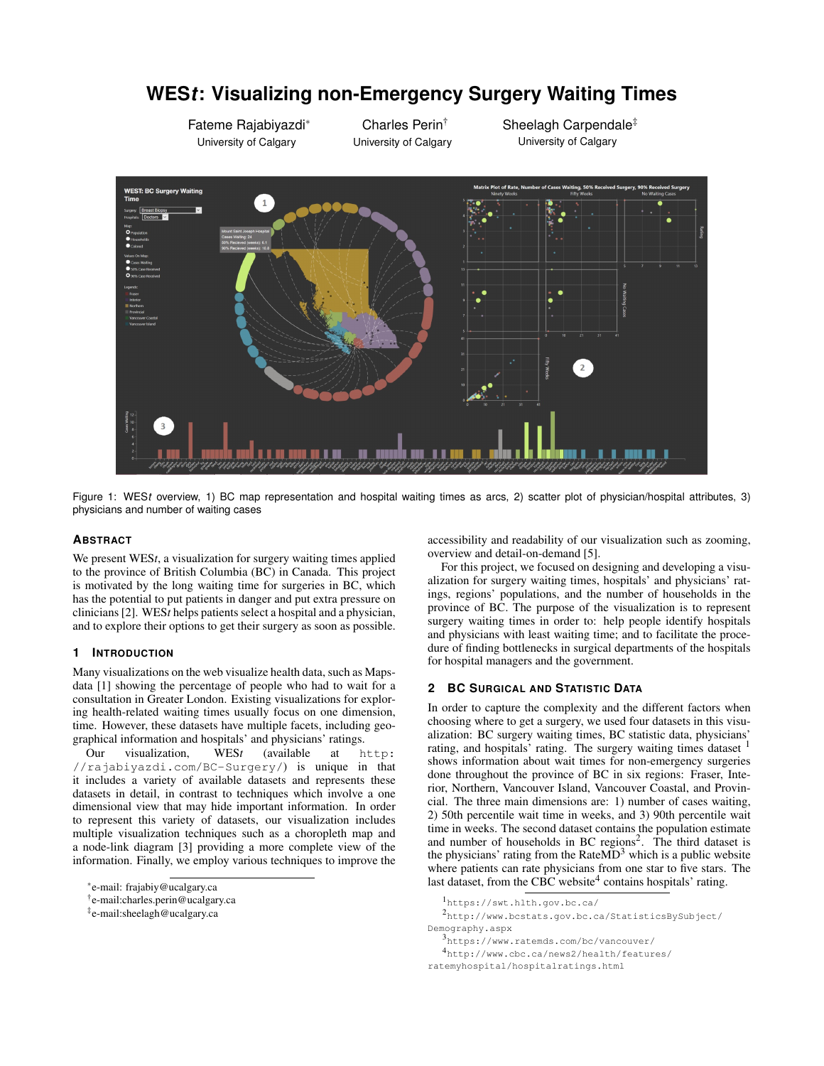# WES*t*: Visualizing non-Emergency Surgery Waiting Times

Fateme Rajabiyazdi* — University of Calgary
Charles Perin† — University of Calgary
Sheelagh Carpendale‡ — University of Calgary

Figure 1: WES*t* overview, 1) BC map representation and hospital waiting times as arcs, 2) scatter plot of physician/hospital attributes, 3) physicians and number of waiting cases

## Abstract

We present WES*t*, a visualization for surgery waiting times applied to the province of British Columbia (BC) in Canada. This project is motivated by the long waiting time for surgeries in BC, which has the potential to put patients in danger and put extra pressure on clinicians [2]. WES*t* helps patients select a hospital and a physician, and to explore their options to get their surgery as soon as possible.

## 1 Introduction

Many visualizations on the web visualize health data, such as Mapsdata [1] showing the percentage of people who had to wait for a consultation in Greater London. Existing visualizations for exploring health-related waiting times usually focus on one dimension, time. However, these datasets have multiple facets, including geographical information and hospitals' and physicians' ratings.

Our visualization, WES*t* (available at `http://rajabiyazdi.com/BC-Surgery/`) is unique in that it includes a variety of available datasets and represents these datasets in detail, in contrast to techniques which involve a one dimensional view that may hide important information. In order to represent this variety of datasets, our visualization includes multiple visualization techniques such as a choropleth map and a node-link diagram [3] providing a more complete view of the information. Finally, we employ various techniques to improve the accessibility and readability of our visualization such as zooming, overview and detail-on-demand [5].

For this project, we focused on designing and developing a visualization for surgery waiting times, hospitals' and physicians' ratings, regions' populations, and the number of households in the province of BC. The purpose of the visualization is to represent surgery waiting times in order to: help people identify hospitals and physicians with least waiting time; and to facilitate the procedure of finding bottlenecks in surgical departments of the hospitals for hospital managers and the government.

## 2 BC Surgical and Statistic Data

In order to capture the complexity and the different factors when choosing where to get a surgery, we used four datasets in this visualization: BC surgery waiting times, BC statistic data, physicians' rating, and hospitals' rating. The surgery waiting times dataset [1] shows information about wait times for non-emergency surgeries done throughout the province of BC in six regions: Fraser, Interior, Northern, Vancouver Island, Vancouver Coastal, and Provincial. The three main dimensions are: 1) number of cases waiting, 2) 50th percentile wait time in weeks, and 3) 90th percentile wait time in weeks. The second dataset contains the population estimate and number of households in BC regions[2]. The third dataset is the physicians' rating from the RateMD[3] which is a public website where patients can rate physicians from one star to five stars. The last dataset, from the CBC website[4] contains hospitals' rating.

---

*e-mail: frajabiy@ucalgary.ca
†e-mail:charles.perin@ucalgary.ca
‡e-mail:sheelagh@ucalgary.ca

[1] `https://swt.hlth.gov.bc.ca/`
[2] `http://www.bcstats.gov.bc.ca/StatisticsBySubject/Demography.aspx`
[3] `https://www.ratemds.com/bc/vancouver/`
[4] `http://www.cbc.ca/news2/health/features/ratemyhospital/hospitalratings.html`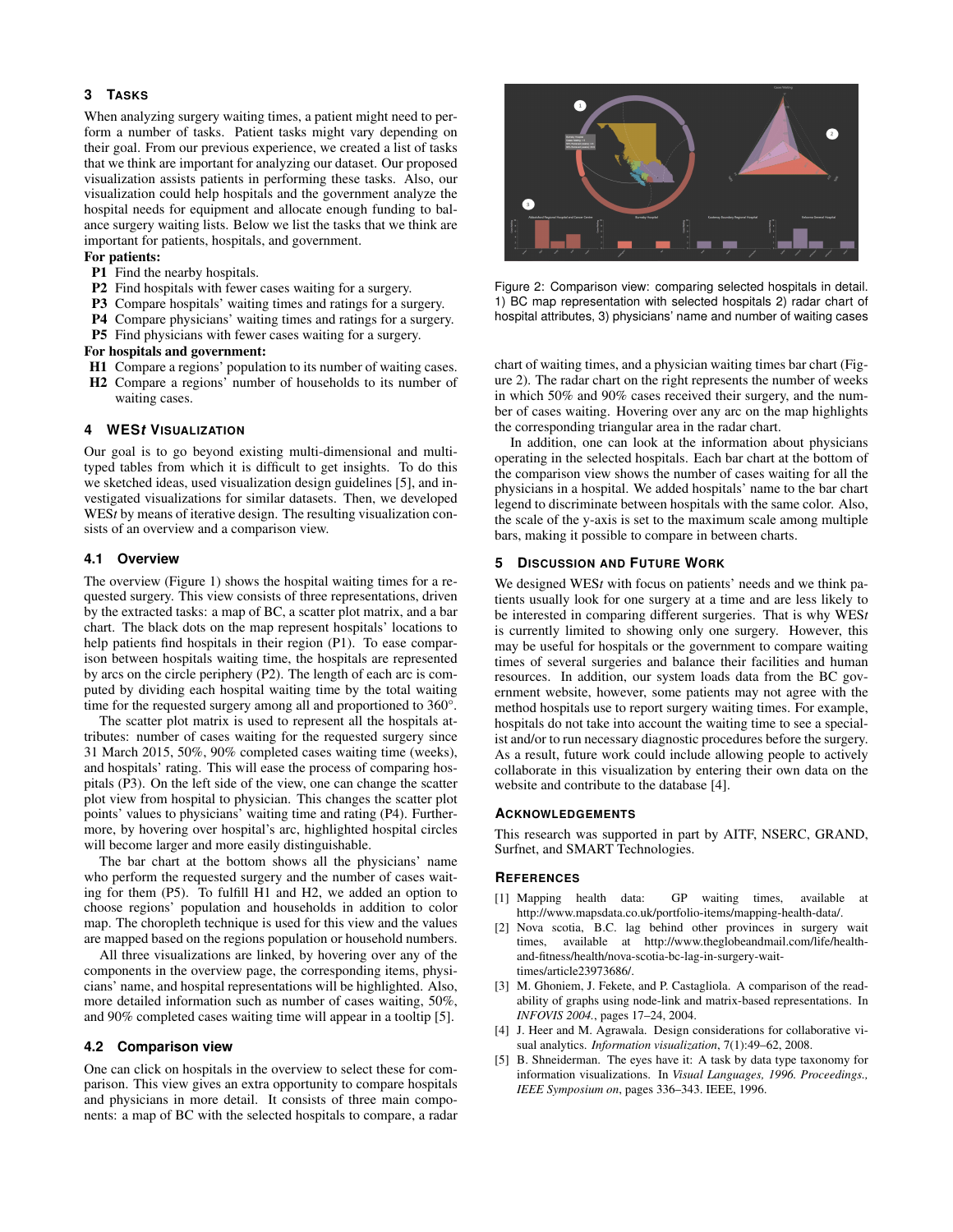## 3 TASKS

When analyzing surgery waiting times, a patient might need to perform a number of tasks. Patient tasks might vary depending on their goal. From our previous experience, we created a list of tasks that we think are important for analyzing our dataset. Our proposed visualization assists patients in performing these tasks. Also, our visualization could help hospitals and the government analyze the hospital needs for equipment and allocate enough funding to balance surgery waiting lists. Below we list the tasks that we think are important for patients, hospitals, and government.

**For patients:**

- **P1** Find the nearby hospitals.
- **P2** Find hospitals with fewer cases waiting for a surgery.
- **P3** Compare hospitals' waiting times and ratings for a surgery.
- **P4** Compare physicians' waiting times and ratings for a surgery.
- **P5** Find physicians with fewer cases waiting for a surgery.

**For hospitals and government:**

- **H1** Compare a regions' population to its number of waiting cases.
- **H2** Compare a regions' number of households to its number of waiting cases.

## 4 WES*t* VISUALIZATION

Our goal is to go beyond existing multi-dimensional and multi-typed tables from which it is difficult to get insights. To do this we sketched ideas, used visualization design guidelines [5], and investigated visualizations for similar datasets. Then, we developed WES*t* by means of iterative design. The resulting visualization consists of an overview and a comparison view.

### 4.1 Overview

The overview (Figure 1) shows the hospital waiting times for a requested surgery. This view consists of three representations, driven by the extracted tasks: a map of BC, a scatter plot matrix, and a bar chart. The black dots on the map represent hospitals' locations to help patients find hospitals in their region (P1). To ease comparison between hospitals waiting time, the hospitals are represented by arcs on the circle periphery (P2). The length of each arc is computed by dividing each hospital waiting time by the total waiting time for the requested surgery among all and proportioned to 360°.

The scatter plot matrix is used to represent all the hospitals attributes: number of cases waiting for the requested surgery since 31 March 2015, 50%, 90% completed cases waiting time (weeks), and hospitals' rating. This will ease the process of comparing hospitals (P3). On the left side of the view, one can change the scatter plot view from hospital to physician. This changes the scatter plot points' values to physicians' waiting time and rating (P4). Furthermore, by hovering over hospital's arc, highlighted hospital circles will become larger and more easily distinguishable.

The bar chart at the bottom shows all the physicians' name who perform the requested surgery and the number of cases waiting for them (P5). To fulfill H1 and H2, we added an option to choose regions' population and households in addition to color map. The choropleth technique is used for this view and the values are mapped based on the regions population or household numbers.

All three visualizations are linked, by hovering over any of the components in the overview page, the corresponding items, physicians' name, and hospital representations will be highlighted. Also, more detailed information such as number of cases waiting, 50%, and 90% completed cases waiting time will appear in a tooltip [5].

### 4.2 Comparison view

One can click on hospitals in the overview to select these for comparison. This view gives an extra opportunity to compare hospitals and physicians in more detail. It consists of three main components: a map of BC with the selected hospitals to compare, a radar chart of waiting times, and a physician waiting times bar chart (Figure 2). The radar chart on the right represents the number of weeks in which 50% and 90% cases received their surgery, and the number of cases waiting. Hovering over any arc on the map highlights the corresponding triangular area in the radar chart.

Figure 2: Comparison view: comparing selected hospitals in detail. 1) BC map representation with selected hospitals 2) radar chart of hospital attributes, 3) physicians' name and number of waiting cases

In addition, one can look at the information about physicians operating in the selected hospitals. Each bar chart at the bottom of the comparison view shows the number of cases waiting for all the physicians in a hospital. We added hospitals' name to the bar chart legend to discriminate between hospitals with the same color. Also, the scale of the y-axis is set to the maximum scale among multiple bars, making it possible to compare in between charts.

## 5 DISCUSSION AND FUTURE WORK

We designed WES*t* with focus on patients' needs and we think patients usually look for one surgery at a time and are less likely to be interested in comparing different surgeries. That is why WES*t* is currently limited to showing only one surgery. However, this may be useful for hospitals or the government to compare waiting times of several surgeries and balance their facilities and human resources. In addition, our system loads data from the BC government website, however, some patients may not agree with the method hospitals use to report surgery waiting times. For example, hospitals do not take into account the waiting time to see a specialist and/or to run necessary diagnostic procedures before the surgery. As a result, future work could include allowing people to actively collaborate in this visualization by entering their own data on the website and contribute to the database [4].

## ACKNOWLEDGEMENTS

This research was supported in part by AITF, NSERC, GRAND, Surfnet, and SMART Technologies.

## REFERENCES

[1] Mapping health data: GP waiting times, available at http://www.mapsdata.co.uk/portfolio-items/mapping-health-data/.

[2] Nova scotia, B.C. lag behind other provinces in surgery wait times, available at http://www.theglobeandmail.com/life/health-and-fitness/health/nova-scotia-bc-lag-in-surgery-wait-times/article23973686/.

[3] M. Ghoniem, J. Fekete, and P. Castagliola. A comparison of the readability of graphs using node-link and matrix-based representations. In *INFOVIS 2004.*, pages 17–24, 2004.

[4] J. Heer and M. Agrawala. Design considerations for collaborative visual analytics. *Information visualization*, 7(1):49–62, 2008.

[5] B. Shneiderman. The eyes have it: A task by data type taxonomy for information visualizations. In *Visual Languages, 1996. Proceedings., IEEE Symposium on*, pages 336–343. IEEE, 1996.